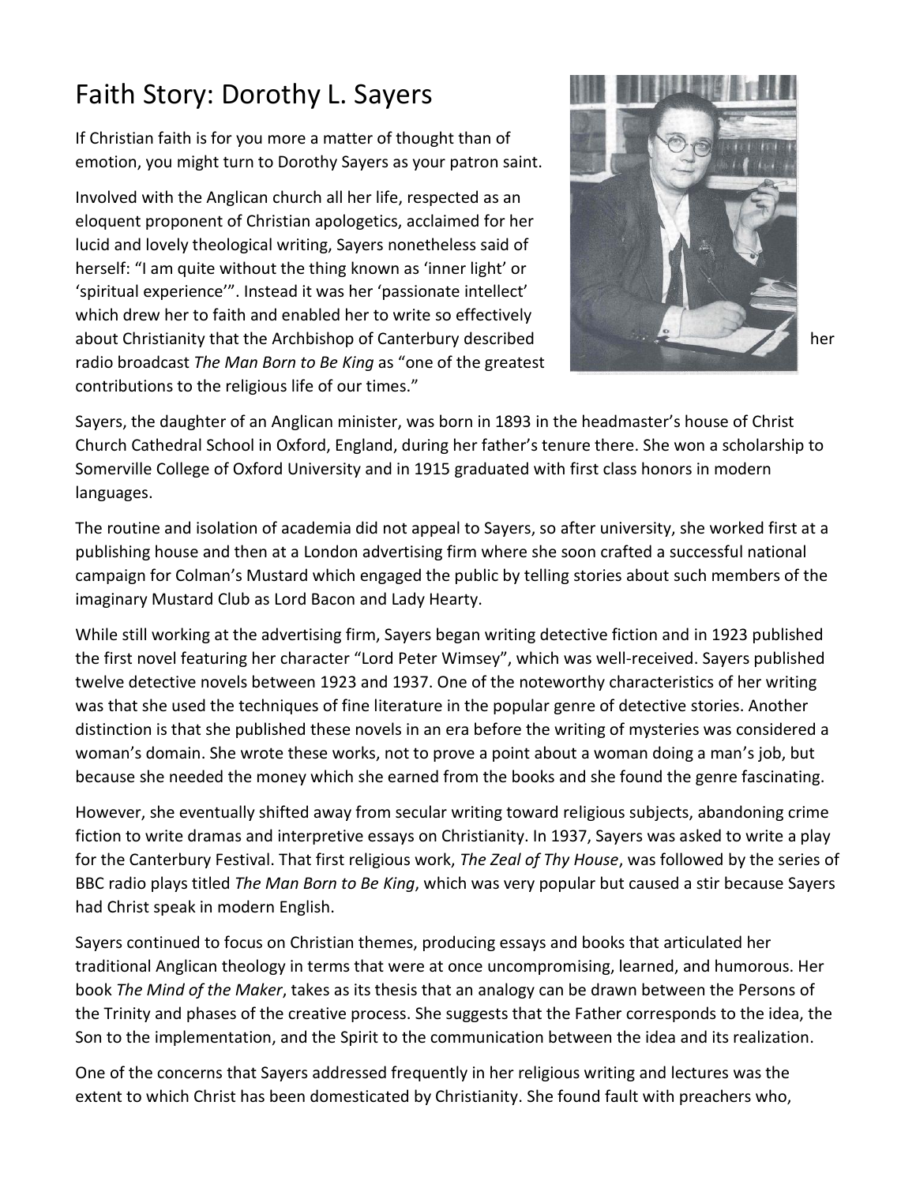# Faith Story: Dorothy L. Sayers

If Christian faith is for you more a matter of thought than of emotion, you might turn to Dorothy Sayers as your patron saint.

Involved with the Anglican church all her life, respected as an eloquent proponent of Christian apologetics, acclaimed for her lucid and lovely theological writing, Sayers nonetheless said of herself: "I am quite without the thing known as 'inner light' or 'spiritual experience'". Instead it was her 'passionate intellect' which drew her to faith and enabled her to write so effectively about Christianity that the Archbishop of Canterbury described her radio broadcast *The Man Born to Be King* as "one of the greatest contributions to the religious life of our times."

Sayers, the daughter of an Anglican minister, was born in 1893 in the headmaster's house of Christ Church Cathedral School in Oxford, England, during her father's tenure there. She won a scholarship to Somerville College of Oxford University and in 1915 graduated with first class honors in modern languages.

The routine and isolation of academia did not appeal to Sayers, so after university, she worked first at a publishing house and then at a London advertising firm where she soon crafted a successful national campaign for Colman's Mustard which engaged the public by telling stories about such members of the imaginary Mustard Club as Lord Bacon and Lady Hearty.

While still working at the advertising firm, Sayers began writing detective fiction and in 1923 published the first novel featuring her character "Lord Peter Wimsey", which was well-received. Sayers published twelve detective novels between 1923 and 1937. One of the noteworthy characteristics of her writing was that she used the techniques of fine literature in the popular genre of detective stories. Another distinction is that she published these novels in an era before the writing of mysteries was considered a woman's domain. She wrote these works, not to prove a point about a woman doing a man's job, but because she needed the money which she earned from the books and she found the genre fascinating.

However, she eventually shifted away from secular writing toward religious subjects, abandoning crime fiction to write dramas and interpretive essays on Christianity. In 1937, Sayers was asked to write a play for the Canterbury Festival. That first religious work, *The Zeal of Thy House*, was followed by the series of BBC radio plays titled *The Man Born to Be King*, which was very popular but caused a stir because Sayers had Christ speak in modern English.

Sayers continued to focus on Christian themes, producing essays and books that articulated her traditional Anglican theology in terms that were at once uncompromising, learned, and humorous. Her book *The Mind of the Maker*, takes as its thesis that an analogy can be drawn between the Persons of the Trinity and phases of the creative process. She suggests that the Father corresponds to the idea, the Son to the implementation, and the Spirit to the communication between the idea and its realization.

One of the concerns that Sayers addressed frequently in her religious writing and lectures was the extent to which Christ has been domesticated by Christianity. She found fault with preachers who,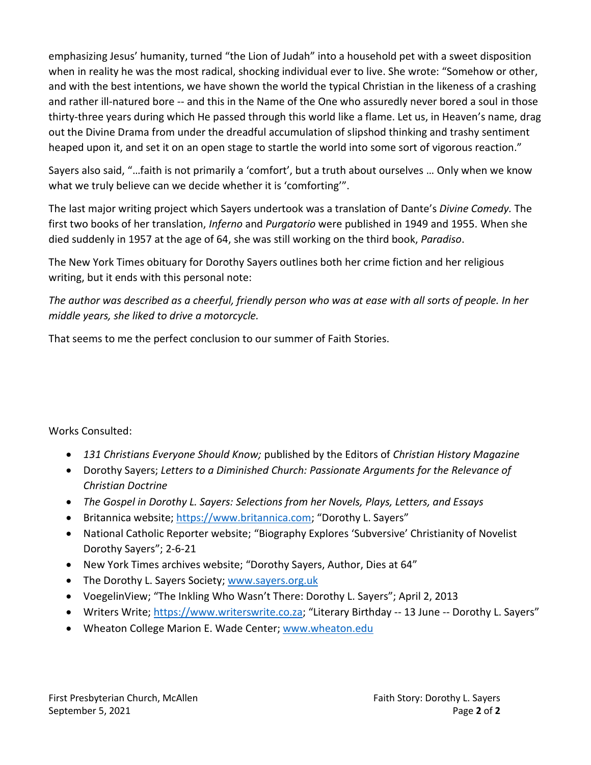emphasizing Jesus' humanity, turned "the Lion of Judah" into a household pet with a sweet disposition when in reality he was the most radical, shocking individual ever to live. She wrote: "Somehow or other, and with the best intentions, we have shown the world the typical Christian in the likeness of a crashing and rather ill-natured bore -- and this in the Name of the One who assuredly never bored a soul in those thirty-three years during which He passed through this world like a flame. Let us, in Heaven's name, drag out the Divine Drama from under the dreadful accumulation of slipshod thinking and trashy sentiment heaped upon it, and set it on an open stage to startle the world into some sort of vigorous reaction."

Sayers also said, "…faith is not primarily a 'comfort', but a truth about ourselves … Only when we know what we truly believe can we decide whether it is 'comforting'".

The last major writing project which Sayers undertook was a translation of Dante's *Divine Comedy.* The first two books of her translation, *Inferno* and *Purgatorio* were published in 1949 and 1955. When she died suddenly in 1957 at the age of 64, she was still working on the third book, *Paradiso*.

The New York Times obituary for Dorothy Sayers outlines both her crime fiction and her religious writing, but it ends with this personal note:

*The author was described as a cheerful, friendly person who was at ease with all sorts of people. In her middle years, she liked to drive a motorcycle.*

That seems to me the perfect conclusion to our summer of Faith Stories.

Works Consulted:

- *131 Christians Everyone Should Know;* published by the Editors of *Christian History Magazine*
- Dorothy Sayers; *Letters to a Diminished Church: Passionate Arguments for the Relevance of Christian Doctrine*
- *The Gospel in Dorothy L. Sayers: Selections from her Novels, Plays, Letters, and Essays*
- Britannica website; https://www.britannica.com; "Dorothy L. Sayers"
- National Catholic Reporter website; "Biography Explores 'Subversive' Christianity of Novelist Dorothy Sayers"; 2-6-21
- New York Times archives website; "Dorothy Sayers, Author, Dies at 64"
- The Dorothy L. Sayers Society; www.sayers.org.uk
- VoegelinView; "The Inkling Who Wasn't There: Dorothy L. Sayers"; April 2, 2013
- Writers Write; https://www.writerswrite.co.za; "Literary Birthday -- 13 June -- Dorothy L. Sayers"
- Wheaton College Marion E. Wade Center; www.wheaton.edu